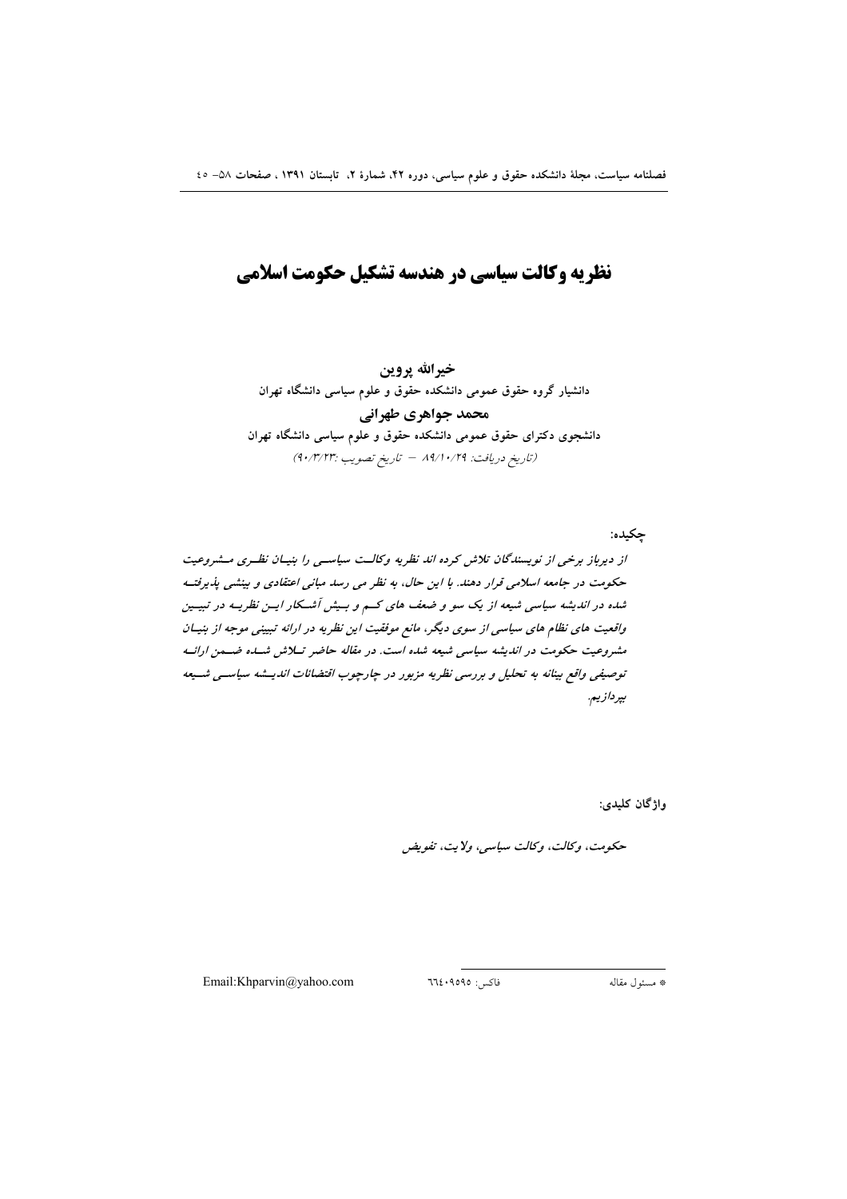# نظریه وکالت سیاسی در هندسه تشکیل حکومت اسلامی

**خیرالله پروین**

دانشیار گروه حقوق عمومی دانشکده حقوق و علوم سیاسی دانشگاه تهران

**محمد جواهری طهرانی**

دانشجوی دکترای حقوق عمومی دانشکده حقوق و علوم سیاسی دانشگاه تهران

(تاریخ دریافت: ۸۹/۱۰/۲۹ – تاریخ تصویب :۹۰/۳/۲۳)

**چکیده:**

*از دیرباز برخی از نویسندگان تلاش کرده اند نظریه وکالت سیاسی را بنیان نظری مشروعیت حکومت در جامعه اسلامی قرار دهند. با این حال، به نظر می رسد مبانی اعتقادی و بینشی پذیرفته شده در اندیشه سیاسی شیعه از یک سو و ضعف های کم و بیش آشکار این نظریه در تبیین واقعیت های نظام های سیاسی از سوی دیگر، مانع موفقیت این نظریه در ارائه تبیینی موجه از بنیان مشروعیت حکومت در اندیشه سیاسی شیعه شده است. در مقاله حاضر تلاش شده ضمن ارائه توصیفی واقع بینانه به تحلیل و بررسی نظریه مزبور در چارچوب اقتضائات اندیشه سیاسی شیعه بپردازیم.*

**واژگان کلیدی:**

*حکومت، وکالت، وکالت سیاسی، ولایت، تفویض*

---

* مسئول مقاله    فاکس: ۶۶۴۰۹۵۹۵    Email:Khparvin@yahoo.com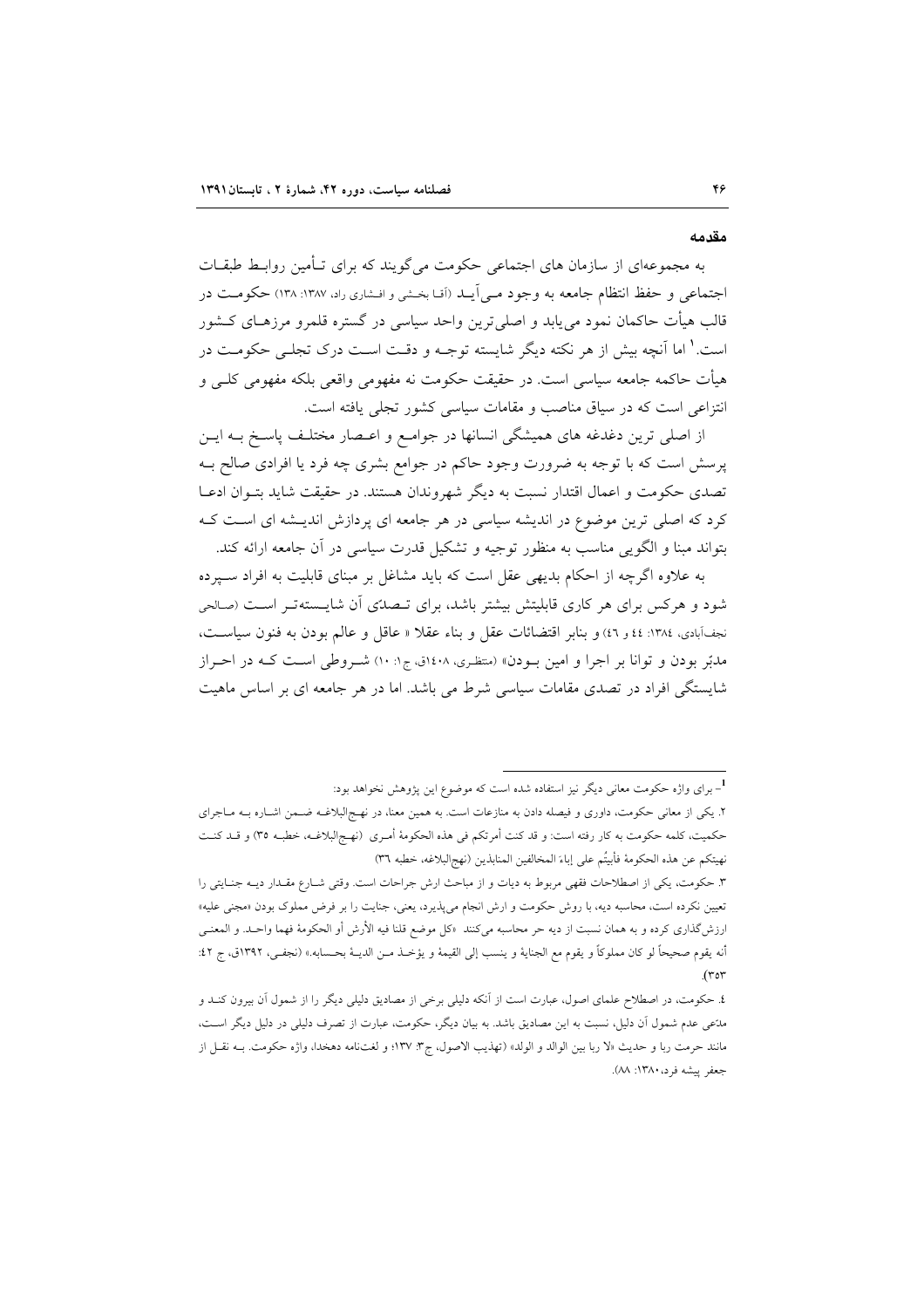## مقدمه

به مجموعه‌ای از سازمان های اجتماعی حکومت می‌گویند که برای تـأمین روابـط طبقـات اجتماعی و حفظ انتظام جامعه به وجود مـی‌آیـد (آقـا بخـشی و افـشاری راد، ۱۳۸۷: ۱۳۸) حکومـت در قالب هیأت حاکمان نمود می‌یابد و اصلی‌ترین واحد سیاسی در گستره قلمرو مرزهـای کـشور است.[1] اما آنچه بیش از هر نکته دیگر شایسته توجـه و دقـت اسـت درک تجلـی حکومـت در هیأت حاکمه جامعه سیاسی است. در حقیقت حکومت نه مفهومی واقعی بلکه مفهومی کلـی و انتزاعی است که در سیاق مناصب و مقامات سیاسی کشور تجلی یافته است.

از اصلی ترین دغدغه های همیشگی انسانها در جوامـع و اعـصار مختلـف پاسـخ بـه ایـن پرسش است که با توجه به ضرورت وجود حاکم در جوامع بشری چه فرد یا افرادی صالح بـه تصدی حکومت و اعمال اقتدار نسبت به دیگر شهروندان هستند. در حقیقت شاید بتـوان ادعـا کرد که اصلی ترین موضوع در اندیشه سیاسی در هر جامعه ای پردازش اندیـشه ای اسـت کـه بتواند مبنا و الگویی مناسب به منظور توجیه و تشکیل قدرت سیاسی در آن جامعه ارائه کند.

به علاوه اگرچه از احکام بدیهی عقل است که باید مشاغل بر مبنای قابلیت به افراد سـپرده شود و هرکس برای هر کاری قابلیتش بیشتر باشد، برای تـصدّی آن شایـسته‌تـر اسـت (صـالحی نجف‌آبادی، ۱۳۸٤: ٤٤ و ٤٦) و بنابر اقتضائات عقل و بناء عقلا « عاقل و عالم بودن به فنون سیاسـت، مدبّر بودن و توانا بر اجرا و امین بـودن» (منتظـری، ۱٤۰۸ق، ج۱: ۱۰) شـروطی اسـت کـه در احـراز شایستگی افراد در تصدی مقامات سیاسی شرط می باشد. اما در هر جامعه ای بر اساس ماهیت

---

[1] - برای واژه حکومت معانی دیگر نیز استفاده شده است که موضوع این پژوهش نخواهد بود:

۲. یکی از معانی حکومت، داوری و فیصله دادن به منازعات است. به همین معنا، در نهـج‌البلاغـه ضـمن اشـاره بـه مـاجرای حکمیت، کلمه حکومت به کار رفته است: و قد کنت أمرتکم فی هذه الحکومهٔ أمـری (نهـج‌البلاغـه، خطبـه ۳۵) و قـد کنـت نهیتکم عن هذه الحکومهٔ فأبیتُم علی إباءَ المخالفین المنابذین (نهج‌البلاغه، خطبه ۳٦)

۳. حکومت، یکی از اصطلاحات فقهی مربوط به دیات و از مباحث ارش جراحات است. وقتی شـارع مقـدار دیـه جنـایتی را تعیین نکرده است، محاسبه دیه، با روش حکومت و ارش انجام می‌پذیرد، یعنی، جنایت را بر فرض مملوک بودن «مجنی علیه» ارزش‌گذاری کرده و به همان نسبت از دیه حر محاسبه می‌کنند «کل موضع قلنا فیه الأرش أو الحکومهٔ فهما واحـد. و المعنـی أنه یقوم صحیحاً لو کان مملوکاً و یقوم مع الجنایهٔ و ینسب إلی القیمهٔ و یؤخـذ مـن الدیـهٔ بحـسابه.» (نجفـی، ۱۳۹۲ق، ج ٤۲: ۳۵۳).

٤. حکومت، در اصطلاح علمای اصول، عبارت است از آنکه دلیلی برخی از مصادیق دلیلی دیگر را از شمول آن بیرون کنـد و مدّعی عدم شمول آن دلیل، نسبت به این مصادیق باشد. به بیان دیگر، حکومت، عبارت از تصرف دلیلی در دلیل دیگر اسـت، مانند حرمت ربا و حدیث «لا ربا بین الوالد و الولد» (تهذیب الاصول، ج۳: ۱۳۷؛ و لغت‌نامه دهخدا، واژه حکومت. بـه نقـل از جعفر پیشه فرد، ۱۳۸۰: ۸۸).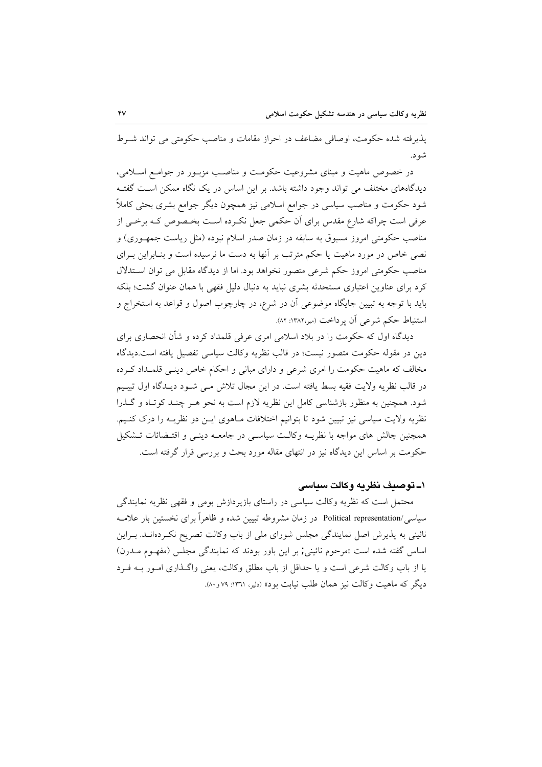پذیرفته شده حکومت، اوصافی مضاعف در احراز مقامات و مناصب حکومتی می تواند شـرط شود.

در خصوص ماهیت و مبنای مشروعیت حکومـت و مناصـب مزبـور در جوامـع اسـلامی، دیدگاه‌های مختلف می تواند وجود داشته باشد. بر این اساس در یک نگاه ممکن اسـت گفتـه شود حکومت و مناصب سیاسی در جوامع اسلامی نیز همچون دیگر جوامع بشری بحثی کاملاً عرفی است چراکه شارع مقدس برای آن حکمی جعل نکـرده اسـت بخـصوص کـه برخـی از مناصب حکومتی امروز مسبوق به سابقه در زمان صدر اسلام نبوده (مثل ریاست جمهـوری) و نصی خاص در مورد ماهیت یا حکم مترتب بر آنها به دست ما نرسیده است و بنـابراین بـرای مناصب حکومتی امروز حکم شرعی متصور نخواهد بود. اما از دیدگاه مقابل می توان اسـتدلال کرد برای عناوین اعتباری مستحدثه بشری نباید به دنبال دلیل فقهی با همان عنوان گشت؛ بلکه باید با توجه به تبیین جایگاه موضوعی آن در شرع، در چارچوب اصول و قواعد به استخراج و استنباط حکم شرعی آن پرداخت (میر،۱۳۸۲: ۸۲).

دیدگاه اول که حکومت را در بلاد اسلامی امری عرفی قلمداد کرده و شأن انحصاری برای دین در مقوله حکومت متصور نیست؛ در قالب نظریه وکالت سیاسی تفصیل یافته است.دیدگاه مخالف که ماهیت حکومت را امری شرعی و دارای مبانی و احکام خاص دینـی قلمـداد کـرده در قالب نظریه ولایت فقیه بسط یافته است. در این مجال تلاش مـی شـود دیـدگاه اول تبیـیم شود. همچنین به منظور بازشناسی کامل این نظریه لازم است به نحو هـر چنـد کوتـاه و گـذرا نظریه ولایت سیاسی نیز تبیین شود تا بتوانیم اختلافات مـاهوی ایـن دو نظریـه را درک کنـیم. همچنین چالش های مواجه با نظریـه وکالـت سیاسـی در جامعـه دینـی و اقتـضائات تـشکیل حکومت بر اساس این دیدگاه نیز در انتهای مقاله مورد بحث و بررسی قرار گرفته است.

## ۱ـ توصیف نظریه وکالت سیاسی

محتمل است که نظریه وکالت سیاسی در راستای بازپردازش بومی و فقهی نظریه نمایندگی سیاسی/Political representation در زمان مشروطه تبیین شده و ظاهراً برای نخستین بار علامـه نائینی به پذیرش اصل نمایندگی مجلس شورای ملی از باب وکالت تصریح نکـرده‌انـد. بـراین اساس گفته شده است «مرحوم نائینی; بر این باور بودند که نمایندگی مجلس (مفهـوم مـدرن) یا از باب وکالت شرعی است و یا حداقل از باب مطلق وکالت، یعنی واگـذاری امـور بـه فـرد دیگر که ماهیت وکالت نیز همان طلب نیابت بود» (دلیر، ۱۳۶۱: ۷۹ و ۸۰).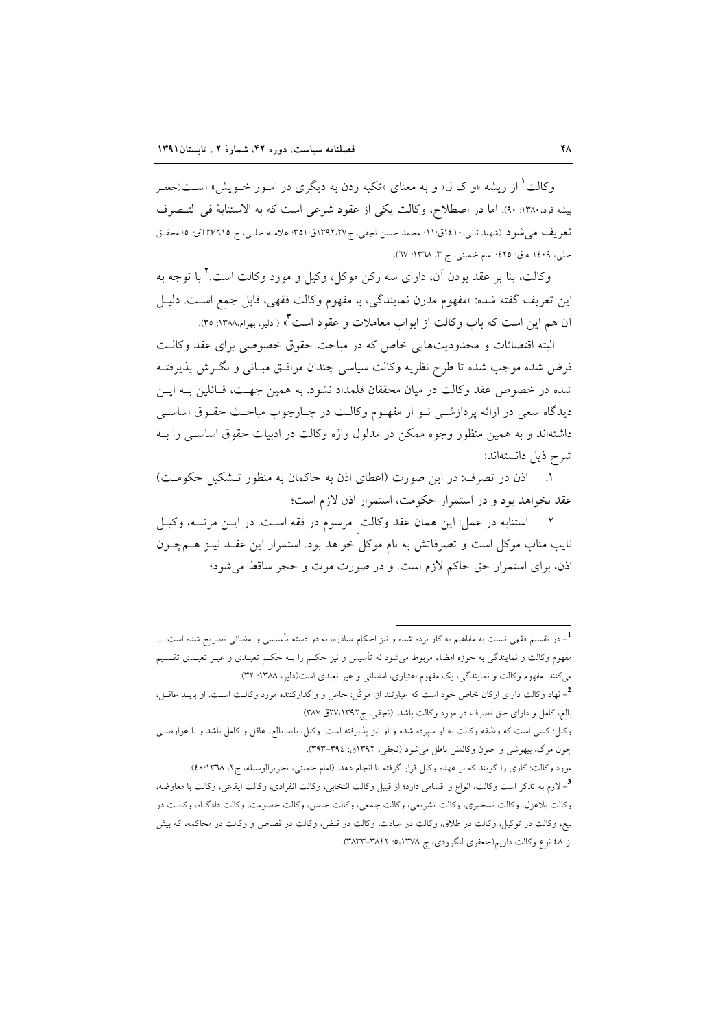وکالت[1] از ریشه «و ک ل» و به معنای «تکیه زدن به دیگری در امـور خـویش» اسـت(جعفـر پیشه فرد،۱۳۸۰: ۹۰). اما در اصطلاح، وکالت یکی از عقود شرعی است که به الاستنابهٔ فی التـصرف تعریف می‌شود (شهید ثانی،۱٤۱۰ق:۱۱؛ محمد حسن نجفی، ج۲۷،۱۳۹۲ق:۳۵۱؛ علامـه حلـی، ج ۱۵،۱۲۷۲ق: ۵؛ محقـق حلی، ۱٤۰۹ هـ.ق: ٤۲۵؛ امام خمینی، ج ۳، ۱۳٦۸: ٦۷).

وکالت، بنا بر عقد بودن آن، دارای سه رکن موکل، وکیل و مورد وکالت است.[2] با توجه به این تعریف گفته شده: «مفهوم مدرن نمایندگی، با مفهوم وکالت فقهی، قابل جمع اسـت. دلیـل آن هم این است که باب وکالت از ابواب معاملات و عقود است[3]» ( دلیر، بهرام،۱۳۸۸: ۳۵).

البته اقتضائات و محدودیت‌هایی خاص که در مباحث حقوق خصوصی برای عقد وکالـت فرض شده موجب شده تا طرح نظریه وکالت سیاسی چندان موافـق مبـانی و نگـرش پذیرفتـه شده در خصوص عقد وکالت در میان محققان قلمداد نشود. به همین جهـت، قـائلین بـه ایـن دیدگاه سعی در ارائه پردازشـی نـو از مفهـوم وکالـت در چـارچوب مباحـث حقـوق اساسـی داشته‌اند و به همین منظور وجوه ممکن در مدلول واژه وکالت در ادبیات حقوق اساسـی را بـه شرح ذیل دانسته‌اند:

۱. اذن در تصرف: در این صورت (اعطای اذن به حاکمان به منظور تـشکیل حکومـت) عقد نخواهد بود و در استمرار حکومت، استمرار اذن لازم است؛

۲. استنابه در عمل: این همان عقد وکالت مرسوم در فقه اسـت. در ایـن مرتبـه، وکیـل نایب مناب موکل است و تصرفاتش به نام موکل خواهد بود. استمرار این عقـد نیـز هـم‌چـون اذن، برای استمرار حق حاکم لازم است. و در صورت موت و حجر ساقط می‌شود؛

---

[1]- در تقسیم فقهی نسبت به مفاهیم به کار برده شده و نیز احکام صادره، به دو دسته تأسیسی و امضائی تصریح شده است. ... مفهوم وکالت و نمایندگی به حوزه امضاء مربوط می‌شود نه تأسیس و نیز حکـم را بـه حکـم تعبـدی و غیـر تعبـدی تقـسیم می‌کنند. مفهوم وکالت و نمایندگی، یک مفهوم اعتباری، امضائی و غیر تعبدی است(دلیر، ۱۳۸۸: ۳۲).

[2]- نهاد وکالت دارای ارکان خاص خود است که عبارتند از: موکّل: جاعل و واگذارکننده مورد وکالـت اسـت. او بایـد عاقـل، بالغ، کامل و دارای حق تصرف در مورد وکالت باشد. (نجفی، ج۲۷،۱۳۹۲ق:۳۸۷).

وکیل: کسی است که وظیفه وکالت به او سپرده شده و او نیز پذیرفته است. وکیل، باید بالغ، عاقل و کامل باشد و با عوارضـی چون مرگ، بیهوشی و جنون وکالتش باطل می‌شود (نجفی، ۱۳۹۲ق: ۳۹٤-۳۹۳).

مورد وکالت: کاری را گویند که بر عهده وکیل قرار گرفته تا انجام دهد. (امام خمینی، تحریرالوسیله، ج۲، ۱۳٦۸:٤۰).

[3]- لازم به تذکر است وکالت، انواع و اقسامی دارد؛ از قبیل وکالت انتخابی، وکالت انفرادی، وکالت ایقاعی، وکالت با معاوضه، وکالت بلاعزل، وکالت تسخیری، وکالت تشریعی، وکالت جمعی، وکالت خاص، وکالت خصومت، وکالت دادگـاه، وکالـت در بیع، وکالت در توکیل، وکالت در طلاق، وکالت در عبادت، وکالت در قبض، وکالت در قصاص و وکالت در محاکمه، که بیش از ٤۸ نوع وکالت داریم(جعفری لنگرودی، ج ۵،۱۳۷۸: ۳۸٤۲-۳۸۳۳).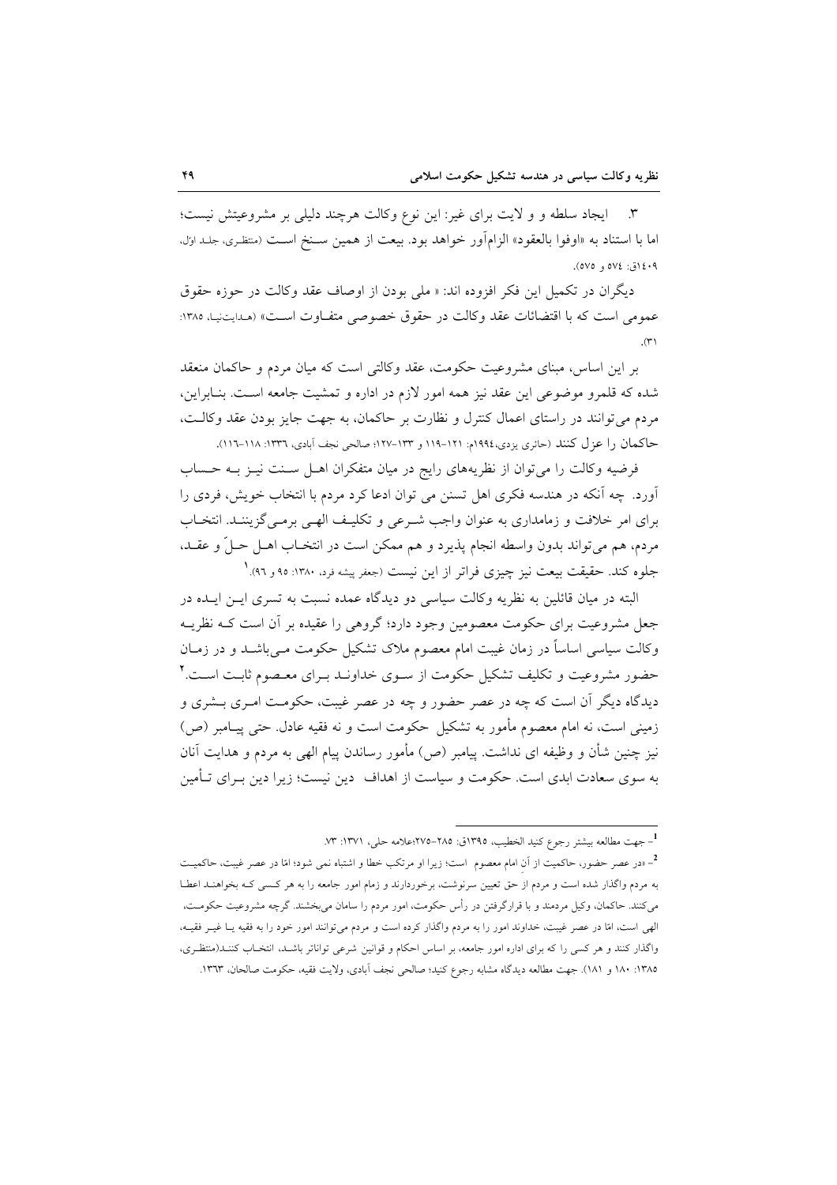۳.   ایجاد سلطه و و لایت برای غیر: این نوع وکالت هرچند دلیلی بر مشروعیتش نیست؛ اما با استناد به «اوفوا بالعقود» الزام‌آور خواهد بود. بیعت از همین سنخ است (منتظری، جلد اول، ۱۴۰۹ق: ۵۷۴ و ۵۷۵).

دیگران در تکمیل این فکر افزوده اند: « ملی بودن از اوصاف عقد وکالت در حوزه حقوق عمومی است که با اقتضائات عقد وکالت در حقوق خصوصی متفاوت است» (هدایت‌نیا، ۱۳۸۵: ۳۱).

بر این اساس، مبنای مشروعیت حکومت، عقد وکالتی است که میان مردم و حاکمان منعقد شده که قلمرو موضوعی این عقد نیز همه امور لازم در اداره و تمشیت جامعه است. بنابراین، مردم می‌توانند در راستای اعمال کنترل و نظارت بر حاکمان، به جهت جایز بودن عقد وکالت، حاکمان را عزل کنند (حائری یزدی، ۱۹۹۴م: ۱۲۱–۱۱۹ و ۱۳۳–۱۲۷؛ صالحی نجف آبادی، ۱۳۳۶: ۱۱۸–۱۱۶).

فرضیه وکالت را می‌توان از نظریه‌های رایج در میان متفکران اهل سنت نیز به حساب آورد. چه آنکه در هندسه فکری اهل تسنن می توان ادعا کرد مردم با انتخاب خویش، فردی را برای امر خلافت و زمامداری به عنوان واجب شرعی و تکلیف الهی برمی‌گزینند. انتخاب مردم، هم می‌تواند بدون واسطه انجام پذیرد و هم ممکن است در انتخاب اهل حلّ و عقد، جلوه کند. حقیقت بیعت نیز چیزی فراتر از این نیست (جعفر پیشه فرد، ۱۳۸۰: ۹۵ و ۹۶).[1]

البته در میان قائلین به نظریه وکالت سیاسی دو دیدگاه عمده نسبت به تسری این ایده در جعل مشروعیت برای حکومت معصومین وجود دارد؛ گروهی را عقیده بر آن است که نظریه وکالت سیاسی اساساً در زمان غیبت امام معصوم ملاک تشکیل حکومت می‌باشد و در زمان حضور مشروعیت و تکلیف تشکیل حکومت از سوی خداوند برای معصوم ثابت است.[2] دیدگاه دیگر آن است که چه در عصر حضور و چه در عصر غیبت، حکومت امری بشری و زمینی است، نه امام معصوم مأمور به تشکیل حکومت است و نه فقیه عادل. حتی پیامبر (ص) نیز چنین شأن و وظیفه ای نداشت. پیامبر (ص) مأمور رساندن پیام الهی به مردم و هدایت آنان به سوی سعادت ابدی است. حکومت و سیاست از اهداف دین نیست؛ زیرا دین برای تأمین

---

[1]- جهت مطالعه بیشتر رجوع کنید الخطیب، ۱۳۹۵ق: ۲۸۵–۲۷۵؛علامه حلی، ۱۳۷۱: ۷۳.

[2]- «در عصر حضور، حاکمیت از آنِ امام معصوم است؛ زیرا او مرتکب خطا و اشتباه نمی شود؛ امّا در عصر غیبت، حاکمیت به مردم واگذار شده است و مردم از حق تعیین سرنوشت، برخوردارند و زمام امور جامعه را به هر کسی که بخواهند اعطا می‌کنند. حاکمان، وکیل مردمند و با قرارگرفتن در رأس حکومت، امور مردم را سامان می‌بخشند. گرچه مشروعیت حکومت، الهی است، امّا در عصر غیبت، خداوند امور را به مردم واگذار کرده است و مردم می‌توانند امور خود را به فقیه یا غیر فقیه، واگذار کنند و هر کسی را که برای اداره امور جامعه، بر اساس احکام و قوانین شرعی تواناتر باشد، انتخاب کنند(منتظری، ۱۳۸۵: ۱۸۰ و ۱۸۱). جهت مطالعه دیدگاه مشابه رجوع کنید؛ صالحی نجف آبادی، ولایت فقیه، حکومت صالحان، ۱۳۶۳.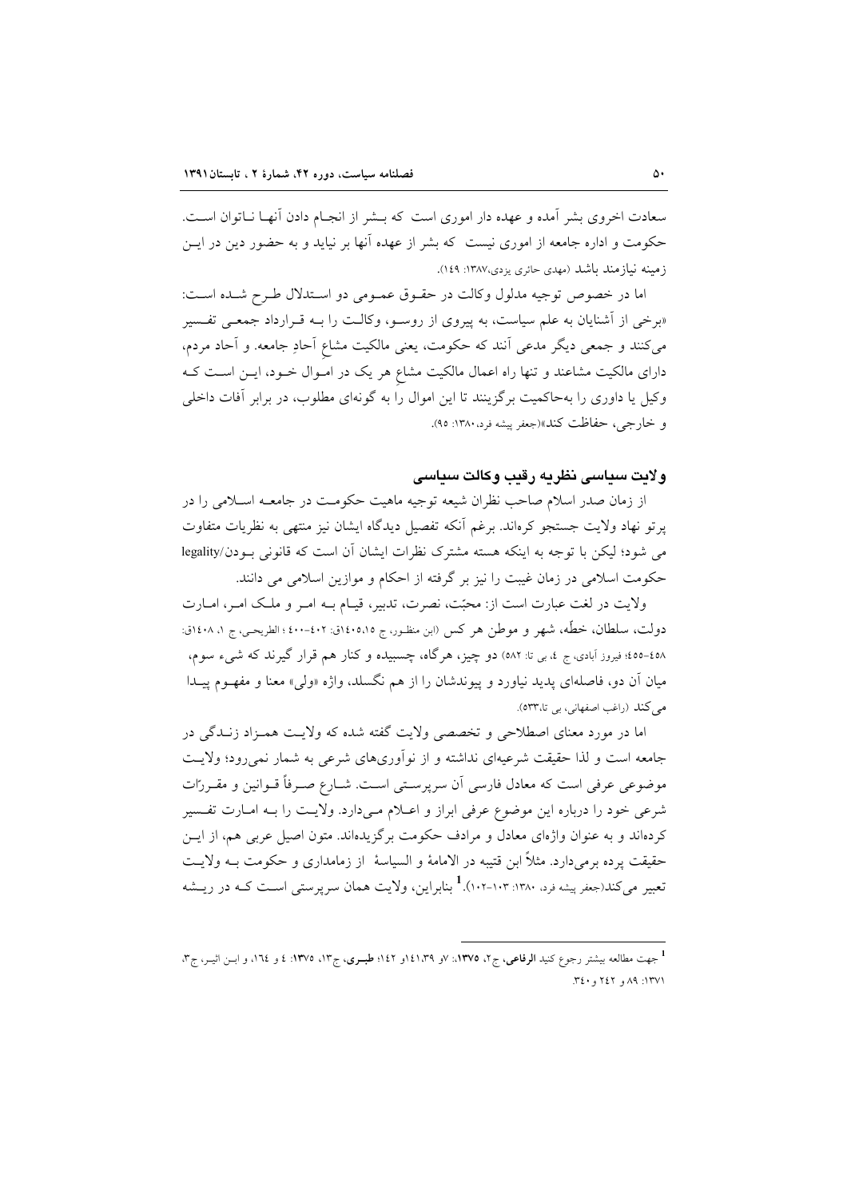سعادت اخروی بشر آمده و عهده دار اموری است که بشر از انجام دادن آنها ناتوان است. حکومت و اداره جامعه از اموری نیست که بشر از عهده آنها بر نیاید و به حضور دین در این زمینه نیازمند باشد (مهدی حائری یزدی،۱۳۸۷: ۱۴۹).

اما در خصوص توجیه مدلول وکالت در حقوق عمومی دو استدلال طرح شده است: «برخی از آشنایان به علم سیاست، به پیروی از روسو، وکالت را به قرارداد جمعی تفسیر می‌کنند و جمعی دیگر مدعی آنند که حکومت، یعنی مالکیت مشاعِ آحادِ جامعه. و آحاد مردم، دارای مالکیت مشاعند و تنها راه اعمال مالکیت مشاعِ هر یک در اموال خود، این است که وکیل یا داوری را به‌حاکمیت برگزینند تا این اموال را به گونه‌ای مطلوب، در برابر آفات داخلی و خارجی، حفاظت کند»(جعفر پیشه فرد،۱۳۸۰: ۹۵).

## ولایت سیاسی نظریه رقیب وکالت سیاسی

از زمان صدر اسلام صاحب نظران شیعه توجیه ماهیت حکومت در جامعه اسلامی را در پرتو نهاد ولایت جستجو کرده‌اند. برغم آنکه تفصیل دیدگاه ایشان نیز منتهی به نظریات متفاوت می شود؛ لیکن با توجه به اینکه هسته مشترک نظرات ایشان آن است که قانونی بودن/legality حکومت اسلامی در زمان غیبت را نیز بر گرفته از احکام و موازین اسلامی می دانند.

ولایت در لغت عبارت است از: محبّت، نصرت، تدبیر، قیام به امر و ملک امر، امارت دولت، سلطان، خطّه، شهر و موطن هر کس (ابن منظور، ج ۱۵،۱۴۰۵ق: ۴۰۲-۴۰۰ ؛ الطریحی، ج ۱، ۱۴۰۸ق: ۴۵۸-۴۵۵؛ فیروز آبادی، ج ۴، بی تا: ۵۸۲) دو چیز، هرگاه، چسبیده و کنار هم قرار گیرند که شیء سوم، میان آن دو، فاصله‌ای پدید نیاورد و پیوندشان را از هم نگسلد، واژه «ولی» معنا و مفهوم پیدا می‌کند (راغب اصفهانی، بی تا،۵۳۳).

اما در مورد معنای اصطلاحی و تخصصی ولایت گفته شده که ولایت همزاد زندگی در جامعه است و لذا حقیقت شرعیه‌ای نداشته و از نوآوری‌های شرعی به شمار نمی‌رود؛ ولایت موضوعی عرفی است که معادل فارسی آن سرپرستی است. شارع صرفاً قوانین و مقررّات شرعی خود را درباره این موضوع عرفی ابراز و اعلام می‌دارد. ولایت را به امارت تفسیر کرده‌اند و به عنوان واژه‌ای معادل و مرادف حکومت برگزیده‌اند. متون اصیل عربی هم، از این حقیقت پرده برمی‌دارد. مثلاً ابن قتیبه در الامامهٔ و السیاسهٔ از زمامداری و حکومت به ولایت تعبیر می‌کند(جعفر پیشه فرد، ۱۳۸۰: ۱۰۳-۱۰۲).[1] بنابراین، ولایت همان سرپرستی است که در ریشه

---

[1] جهت مطالعه بیشتر رجوع کنید **الرفاعی**، ج۲، **۱۳۷۵**: ۷و ۱۴۱،۳۹و ۱۴۲؛ **طبری**، ج۱۳، **۱۳۷۵**: ۴ و ۱۶۴، و ابن اثیر، ج۳، ۱۳۷۱: ۸۹ و ۲۴۲ و ۳۴۰.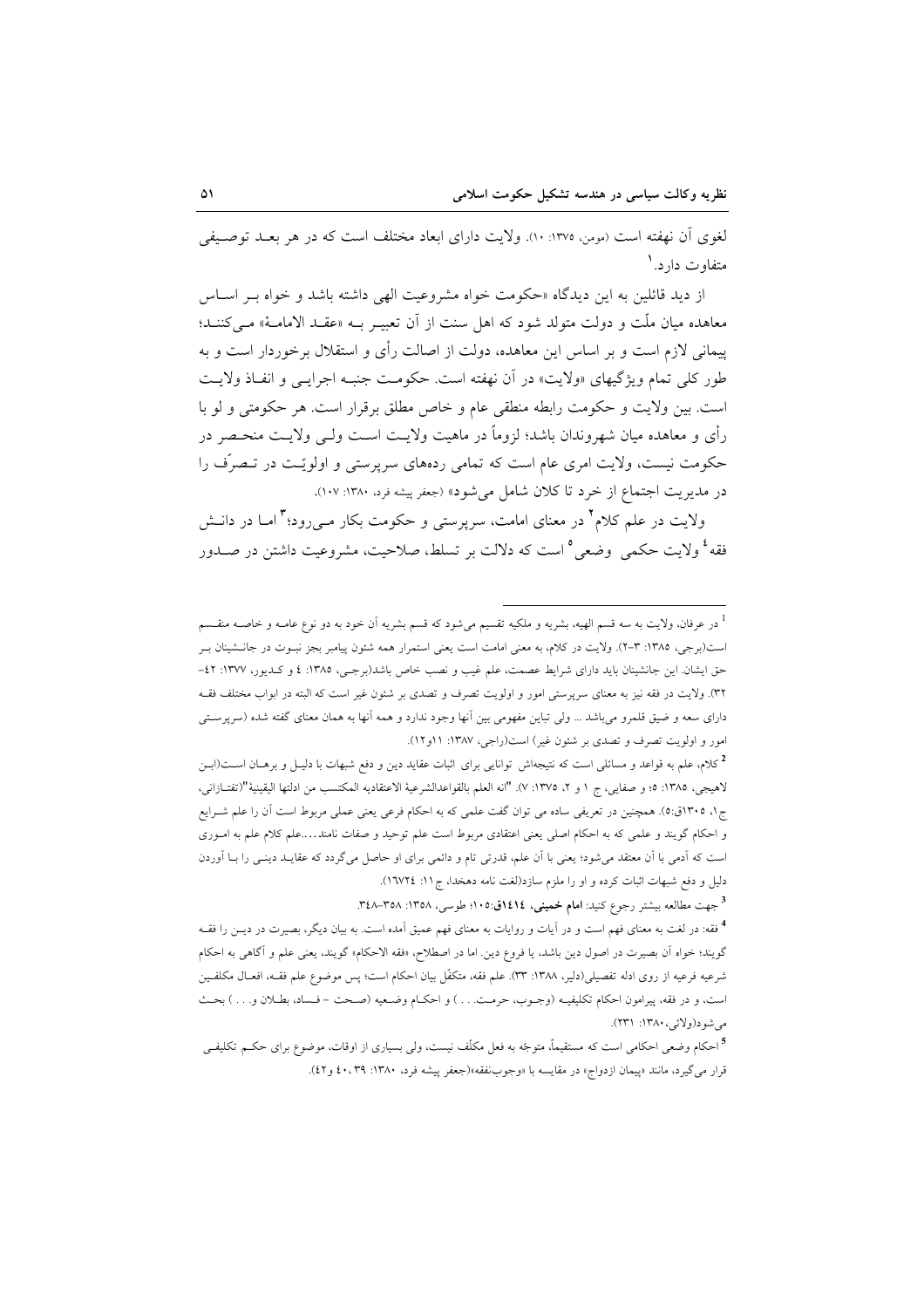لغوی آن نهفته است (مومن، ۱۳۷۵: ۱۰). ولایت دارای ابعاد مختلف است که در هر بعـد توصـیفی متفاوت دارد.[1]

از دید قائلین به این دیدگاه «حکومت خواه مشروعیت الهی داشته باشد و خواه بـر اسـاس معاهده میان ملّت و دولت متولد شود که اهل سنت از آن تعبیـر بـه «عقـد الامامـة» مـی‌کننـد؛ پیمانی لازم است و بر اساس این معاهده، دولت از اصالت رأی و استقلال برخوردار است و به طور کلی تمام ویژگیهای «ولایت» در آن نهفته است. حکومـت جنبـه اجرایـی و انفـاذ ولایـت است. بین ولایت و حکومت رابطه منطقی عام و خاص مطلق برقرار است. هر حکومتی و لو با رأی و معاهده میان شهروندان باشد؛ لزوماً در ماهیت ولایـت اسـت ولـی ولایـت منحـصر در حکومت نیست، ولایت امری عام است که تمامی رده‌های سرپرستی و اولویّـت در تـصرّف را در مدیریت اجتماع از خرد تا کلان شامل می‌شود» (جعفر پیشه فرد، ۱۳۸۰: ۱۰۷).

ولایت در علم کلام[2] در معنای امامت، سرپرستی و حکومت بکار مـی‌رود؛[3] امـا در دانـش فقه[4] ولایت حکمی وضعی[5] است که دلالت بر تسلط، صلاحیت، مشروعیت داشتن در صـدور

---

[1] در عرفان، ولایت به سه قسم الهیه، بشریه و ملکیه تقسیم می‌شود که قسم بشریه آن خود به دو نوع عامـه و خاصـه منقـسم است(برجی، ۱۳۸۵: ۳-۲). ولایت در کلام، به معنی امامت است یعنی استمرار همه شئون پیامبر بجز نبـوت در جانـشینان بـر حق ایشان. این جانشینان باید دارای شرایط عصمت، علم غیب و نصب خاص باشد(برجـی، ۱۳۸۵: ٤ و کـدیور، ۱۳۷۷: ٤٢-٣٢). ولایت در فقه نیز به معنای سرپرستی امور و اولویت تصرف و تصدی بر شئون غیر است که البته در ابواب مختلف فقـه دارای سعه و ضیق قلمرو می‌باشد ... ولی تباین مفهومی بین آنها وجود ندارد و همه آنها به همان معنای گفته شده (سرپرسـتی امور و اولویت تصرف و تصدی بر شئون غیر) است(راجی، ۱۳۸۷: ۱۱و۱۲).

[2] کلام، علم به قواعد و مسائلی است که نتیجه‌اش توانایی برای اثبات عقاید دین و دفع شبهات با دلیـل و برهـان اسـت(ابـن لاهیجی، ۱۳۸۵: ۵؛ و صفایی، ج ۱ و ۲، ۱۳۷۵: ۷). "انه العلم بالقواعدالشرعیة الاعتقادیه المکتسب من ادلتها الیقینیة"(تفتـازانی، ج۱، ۱۳۰۵ق:۵). همچنین در تعریفی ساده می توان گفت علمی که به احکام فرعی یعنی عملی مربوط است آن را علم شـرایع و احکام گویند و علمی که به احکام اصلی یعنی اعتقادی مربوط است علم توحید و صفات نامند....علم کلام علم به امـوری است که آدمی با آن معتقد می‌شود؛ یعنی با آن علم، قدرتی تام و دائمی برای او حاصل می‌گردد که عقایـد دینـی را بـا آوردن دلیل و دفع شبهات اثبات کرده و او را ملزم سازد(لغت نامه دهخدا، ج ۱۱: ١٦٧٢٤).

[3] جهت مطالعه بیشتر رجوع کنید: **امام خمینی، ١٤١٤ق**:١٠٥؛ طوسی، ۱۳۵۸: ۳۵۸-٣٤٨.

[4] فقه: در لغت به معنای فهم است و در آیات و روایات به معنای فهم عمیق آمده است. به بیان دیگر، بصیرت در دیـن را فقـه گویند؛ خواه آن بصیرت در اصول دین باشد، یا فروع دین. اما در اصطلاح، «فقه الاحکام» گویند، یعنی علم و آگاهی به احکام شرعیه فرعیه از روی ادله تفصیلی(دلیر، ۱۳۸۸: ۳۳). علم فقه، متکفّل بیان احکام است؛ پس موضوع علم فقـه، افعـال مکلفـین است، و در فقه، پیرامون احکام تکلیفیـه (وجـوب، حرمـت. . . ) و احکـام وضـعیه (صـحت - فـساد، بطـلان و. . . ) بحـث می‌شود(ولائی،۱۳۸۰: ۲۳۱).

[5] احکام وضعی احکامی است که مستقیماً، متوجّه به فعل مکلّف نیست، ولی بسیاری از اوقات، موضوع برای حکـم تکلیفـی قرار می‌گیرد، مانند «پیمان ازدواج» در مقایسه با «وجوب‌نفقه»(جعفر پیشه فرد، ۱۳۸۰: ۳۹، ٤٠ و٤٢).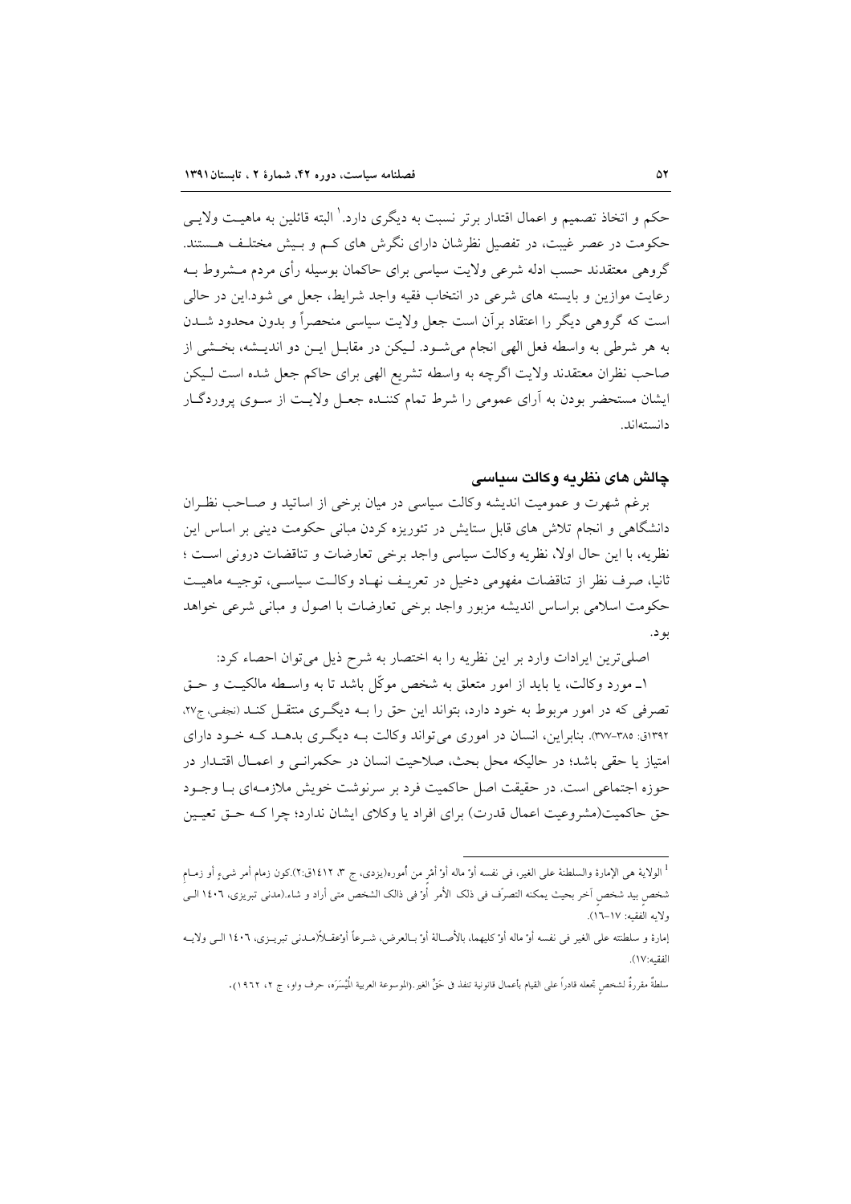حکم و اتخاذ تصمیم و اعمال اقتدار برتر نسبت به دیگری دارد.[1] البته قائلین به ماهیت ولایی حکومت در عصر غیبت، در تفصیل نظرشان دارای نگرش های کم و بیش مختلف هستند. گروهی معتقدند حسب ادله شرعی ولایت سیاسی برای حاکمان بوسیله رأی مردم مشروط به رعایت موازین و بایسته های شرعی در انتخاب فقیه واجد شرایط، جعل می شود.این در حالی است که گروهی دیگر را اعتقاد برآن است جعل ولایت سیاسی منحصراً و بدون محدود شدن به هر شرطی به واسطه فعل الهی انجام می‌شود. لیکن در مقابل این دو اندیشه، بخشی از صاحب نظران معتقدند ولایت اگرچه به واسطه تشریع الهی برای حاکم جعل شده است لیکن ایشان مستحضر بودن به آرای عمومی را شرط تمام کننده جعل ولایت از سوی پروردگار دانسته‌اند.

## چالش های نظریه وکالت سیاسی

برغم شهرت و عمومیت اندیشه وکالت سیاسی در میان برخی از اساتید و صاحب نظران دانشگاهی و انجام تلاش های قابل ستایش در تئوریزه کردن مبانی حکومت دینی بر اساس این نظریه، با این حال اولا، نظریه وکالت سیاسی واجد برخی تعارضات و تناقضات درونی است ؛ ثانیا، صرف نظر از تناقضات مفهومی دخیل در تعریف نهاد وکالت سیاسی، توجیه ماهیت حکومت اسلامی براساس اندیشه مزبور واجد برخی تعارضات با اصول و مبانی شرعی خواهد بود.

اصلی‌ترین ایرادات وارد بر این نظریه را به اختصار به شرح ذیل می‌توان احصاء کرد:

۱ـ مورد وکالت، یا باید از امور متعلق به شخص موکّل باشد تا به واسطه مالکیت و حق تصرفی که در امور مربوط به خود دارد، بتواند این حق را به دیگری منتقل کند (نجفی، ج۲۷، ۱۳۹۲ق: ۳۸۵-۳۷۷). بنابراین، انسان در اموری می‌تواند وکالت به دیگری بدهد که خود دارای امتیاز یا حقی باشد؛ در حالیکه محل بحث، صلاحیت انسان در حکمرانی و اعمال اقتدار در حوزه اجتماعی است. در حقیقت اصل حاکمیت فرد بر سرنوشت خویش ملازمه‌ای با وجود حق حاکمیت(مشروعیت اعمال قدرت) برای افراد یا وکلای ایشان ندارد؛ چرا که حق تعیین

---

[1] الولایة هی الإمارة والسلطنة علی الغیر، فی نفسه أوْ ماله أوْ أمْرٍ من أُموره(یزدی، ج ۳، ۱٤۱۲ق:۲).کون زمام أمر شیءٍ أو زمامِ شخصٍ بید شخصٍ آخر بحیث یمکنه التصرّف فی ذلک الأمر أوْ فی ذالک الشخص متی أراد و شاء.(مدنی تبریزی، ۱٤۰٦ الی ولایه الفقیه: ۱۷-۱٦).

إمارة و سلطنته علی الغیر فی نفسه أوْ ماله أوْ کلیهما، بالأصالة أوْ بالعرض، شرعاً أوْعقلاً(مدنی تبریزی، ۱٤۰٦ الی ولایه الفقیه:۱۷).

سلطةٌ مقررةٌ لشخصٍ تجعله قادراً علی القیام بأعمال قانونیة تنفذ فی حَقِّ الغیر.(الموسوعة العربیة المُیَسّرَه، حرف واو، ج ۲، ۱۹٦۲).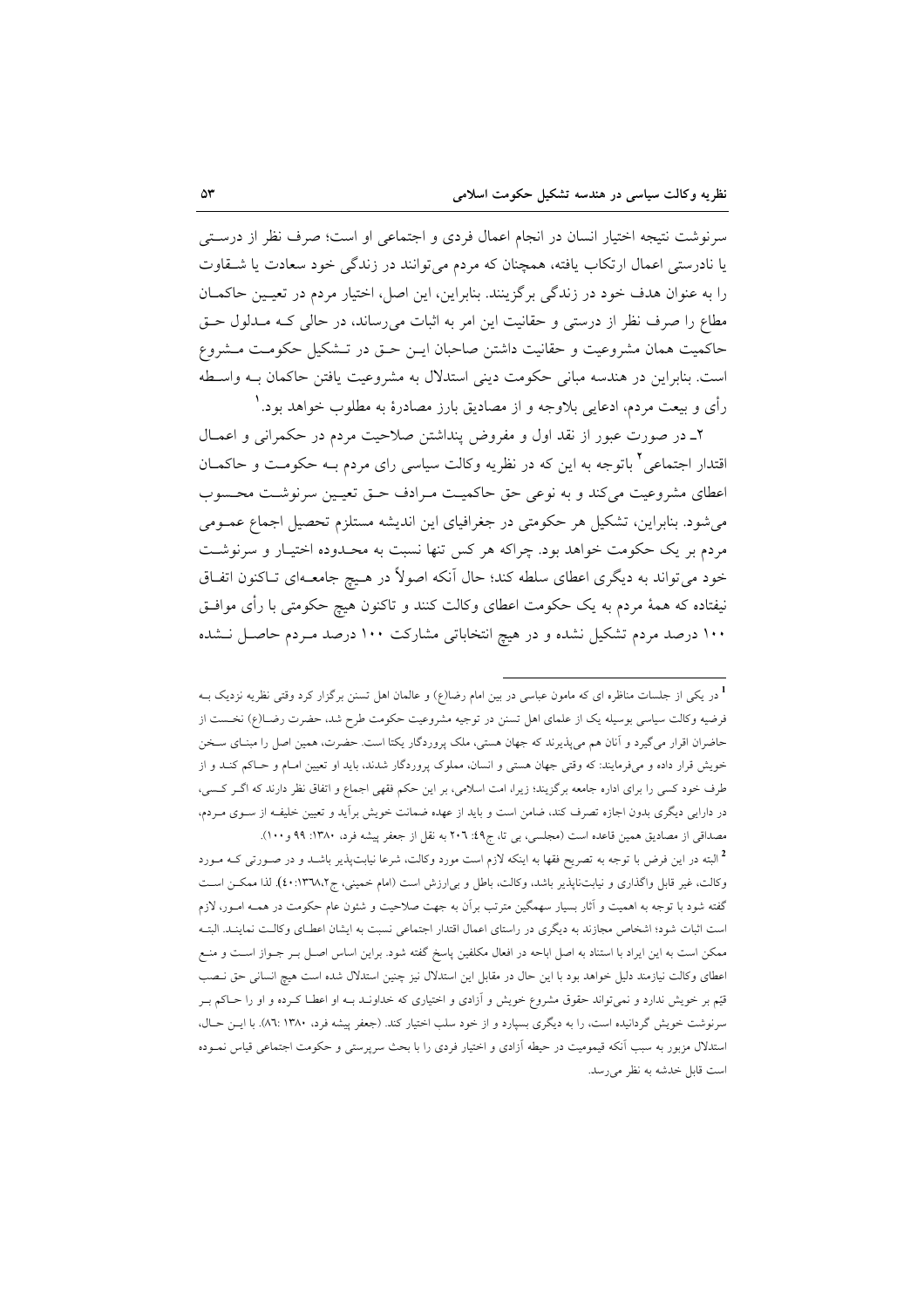سرنوشت نتیجه اختیار انسان در انجام اعمال فردی و اجتماعی او است؛ صرف نظر از درستی یا نادرستی اعمال ارتکاب یافته، همچنان که مردم می‌توانند در زندگی خود سعادت یا شقاوت را به عنوان هدف خود در زندگی برگزینند. بنابراین، این اصل، اختیار مردم در تعیین حاکمان مطاع را صرف نظر از درستی و حقانیت این امر به اثبات می‌رساند، در حالی که مدلول حق حاکمیت همان مشروعیت و حقانیت داشتن صاحبان این حق در تشکیل حکومت مشروع است. بنابراین در هندسه مبانی حکومت دینی استدلال به مشروعیت یافتن حاکمان به واسطه رأی و بیعت مردم، ادعایی بلاوجه و از مصادیق بارز مصادرهٔ به مطلوب خواهد بود.[1]

۲ـ در صورت عبور از نقد اول و مفروض پنداشتن صلاحیت مردم در حکمرانی و اعمال اقتدار اجتماعی[2] باتوجه به این که در نظریه وکالت سیاسی رای مردم به حکومت و حاکمان اعطای مشروعیت می‌کند و به نوعی حق حاکمیت مرادف حق تعیین سرنوشت محسوب می‌شود. بنابراین، تشکیل هر حکومتی در جغرافیای این اندیشه مستلزم تحصیل اجماع عمومی مردم بر یک حکومت خواهد بود. چراکه هر کس تنها نسبت به محدوده اختیار و سرنوشت خود می‌تواند به دیگری اعطای سلطه کند؛ حال آنکه اصولاً در هیچ جامعه‌ای تاکنون اتفاق نیفتاده که همهٔ مردم به یک حکومت اعطای وکالت کنند و تاکنون هیچ حکومتی با رأی موافق ۱۰۰ درصد مردم تشکیل نشده و در هیچ انتخاباتی مشارکت ۱۰۰ درصد مردم حاصل نشده

---

[1] در یکی از جلسات مناظره ای که مامون عباسی در بین امام رضا(ع) و عالمان اهل تسنن برگزار کرد وقتی نظریه نزدیک به فرضیه وکالت سیاسی بوسیله یک از علمای اهل تسنن در توجیه مشروعیت حکومت طرح شد، حضرت رضا(ع) نخست از حاضران اقرار می‌گیرد و آنان هم می‌پذیرند که جهان هستی، ملک پروردگار یکتا است. حضرت، همین اصل را مبنای سخن خویش قرار داده و می‌فرمایند: که وقتی جهان هستی و انسان، مملوک پروردگار شدند، باید او تعیین امام و حاکم کند و از طرف خود کسی را برای اداره جامعه برگزینند؛ زیرا، امت اسلامی، بر این حکم فقهی اجماع و اتفاق نظر دارند که اگر کسی، در دارایی دیگری بدون اجازه تصرف کند، ضامن است و باید از عهده ضمانت خویش برآید و تعیین خلیفه از سوی مردم، مصداقی از مصادیق همین قاعده است (مجلسی، بی تا، ج۴۹: ۲۰۶ به نقل از جعفر پیشه فرد، ۱۳۸۰: ۹۹ و ۱۰۰).

[2] البته در این فرض با توجه به تصریح فقها به اینکه لازم است مورد وکالت، شرعا نیابت‌پذیر باشد و در صورتی که مورد وکالت، غیر قابل واگذاری و نیابت‌ناپذیر باشد، وکالت، باطل و بی‌ارزش است (امام خمینی، ج۱۳۶۸،۲:۴۰). لذا ممکن است گفته شود با توجه به اهمیت و آثار بسیار سهمگین مترتب برآن به جهت صلاحیت و شئون عام حکومت در همه امور، لازم است اثبات شود؛ اشخاص مجازند به دیگری در راستای اعمال اقتدار اجتماعی نسبت به ایشان اعطای وکالت نمایند. البته ممکن است به این ایراد با استناد به اصل اباحه در افعال مکلفین پاسخ گفته شود. براین اساس اصل بر جواز است و منع اعطای وکالت نیازمند دلیل خواهد بود با این حال در مقابل این استدلال نیز چنین استدلال شده است هیچ انسانی حق نصب قیّم بر خویش ندارد و نمی‌تواند حقوق مشروع خویش و آزادی و اختیاری که خداوند به او اعطا کرده و او را حاکم بر سرنوشت خویش گردانیده است، را به دیگری بسپارد و از خود سلب اختیار کند. (جعفر پیشه فرد، ۱۳۸۰ :۸۶). با این حال، استدلال مزبور به سبب آنکه قیمومیت در حیطه آزادی و اختیار فردی را با بحث سرپرستی و حکومت اجتماعی قیاس نموده است قابل خدشه به نظر می‌رسد.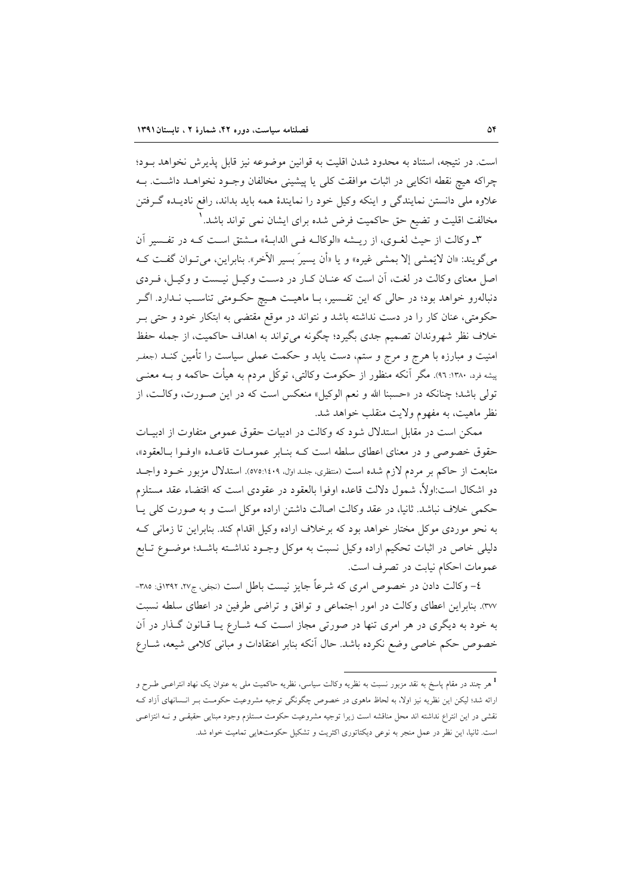است. در نتیجه، استناد به محدود شدن اقلیت به قوانین موضوعه نیز قابل پذیرش نخواهد بـود؛ چراکه هیچ نقطه اتکایی در اثبات موافقت کلی یا پیشینی مخالفان وجـود نخواهـد داشـت. بـه علاوه ملی دانستن نمایندگی و اینکه وکیل خود را نمایندهٔ همه باید بداند، رافع نادیـده گـرفتن مخالفت اقلیت و تضیع حق حاکمیت فرض شده برای ایشان نمی تواند باشد.[1]

۳ـ وکالت از حیث لغـوی، از ریـشه «الوکالـه فـی الدابـهٔ» مـشتق اسـت کـه در تفـسیر آن می‌گویند: «ان لایَمشی إلا بمشی غیره» و یا «أن یسیرَ بسیر الآخر». بنابراین، می‌تـوان گفـت کـه اصل معنای وکالت در لغت، آن است که عنـان کـار در دسـت وکیـل نیـست و وکیـل، فـردی دنباله‌رو خواهد بود؛ در حالی که این تفـسیر، بـا ماهیـت هـیچ حکـومتی تناسـب نـدارد. اگـر حکومتی، عنان کار را در دست نداشته باشد و نتواند در موقع مقتضی به ابتکار خود و حتی بـر خلاف نظر شهروندان تصمیم جدی بگیرد؛ چگونه می‌تواند به اهداف حاکمیت، از جمله حفظ امنیت و مبارزه با هرج و مرج و ستم، دست یابد و حکمت عملی سیاست را تأمین کنـد (جعفر پیشه فرد، ۱۳۸۰: ۹۶). مگر آنکه منظور از حکومت وکالتی، توکّل مردم به هیأت حاکمه و بـه معنـی تولی باشد؛ چنانکه در «حسبنا الله و نعم الوکیل» منعکس است که در این صـورت، وکالـت، از نظر ماهیت، به مفهوم ولایت منقلب خواهد شد.

ممکن است در مقابل استدلال شود که وکالت در ادبیات حقوق عمومی متفاوت از ادبیـات حقوق خصوصی و در معنای اعطای سلطه است کـه بنـابر عمومـات قاعـده «اوفـوا بـالعقود»، متابعت از حاکم بر مردم لازم شده است (منتظری، جلـد اول، ۱٤۰۹:۵۷۵). استدلال مزبور خـود واجـد دو اشکال است:اولاً، شمول دلالت قاعده اوفوا بالعقود در عقودی است که اقتضاء عقد مستلزم حکمی خلاف نباشد. ثانیا، در عقد وکالت اصالت داشتن اراده موکل است و به صورت کلی یـا به نحو موردی موکل مختار خواهد بود که برخلاف اراده وکیل اقدام کند. بنابراین تا زمانی کـه دلیلی خاص در اثبات تحکیم اراده وکیل نسبت به موکل وجـود نداشـته باشـد؛ موضـوع تـابع عمومات احکام نیابت در تصرف است.

٤– وکالت دادن در خصوص امری که شرعاً جایز نیست باطل است (نجفی، ج۲۷، ۱۳۹۲ق: ۳۸۵-۳۷۷). بنابراین اعطای وکالت در امور اجتماعی و توافق و تراضی طرفین در اعطای سلطه نسبت به خود به دیگری در هر امری تنها در صورتی مجاز اسـت کـه شـارع یـا قـانون گـذار در آن خصوص حکم خاصی وضع نکرده باشد. حال آنکه بنابر اعتقادات و مبانی کلامی شیعه، شـارع

---

[1] هر چند در مقام پاسخ به نقد مزبور نسبت به نظریه وکالت سیاسی، نظریه حاکمیت ملی به عنوان یک نهاد انتزاعـی طـرح و ارائه شد؛ لیکن این نظریه نیز اولا، به لحاظ ماهوی در خصوص چگونگی توجیه مشروعیت حکومـت بـر انـسانهای آزاد کـه نقشی در این انتزاع نداشته اند محل مناقشه است زیرا توجیه مشروعیت حکومت مستلزم وجود مبنایی حقیقـی و نـه انتزاعـی است. ثانیا، این نظر در عمل منجر به نوعی دیکتاتوری اکثریت و تشکیل حکومت‌هایی تمامیت خواه شد.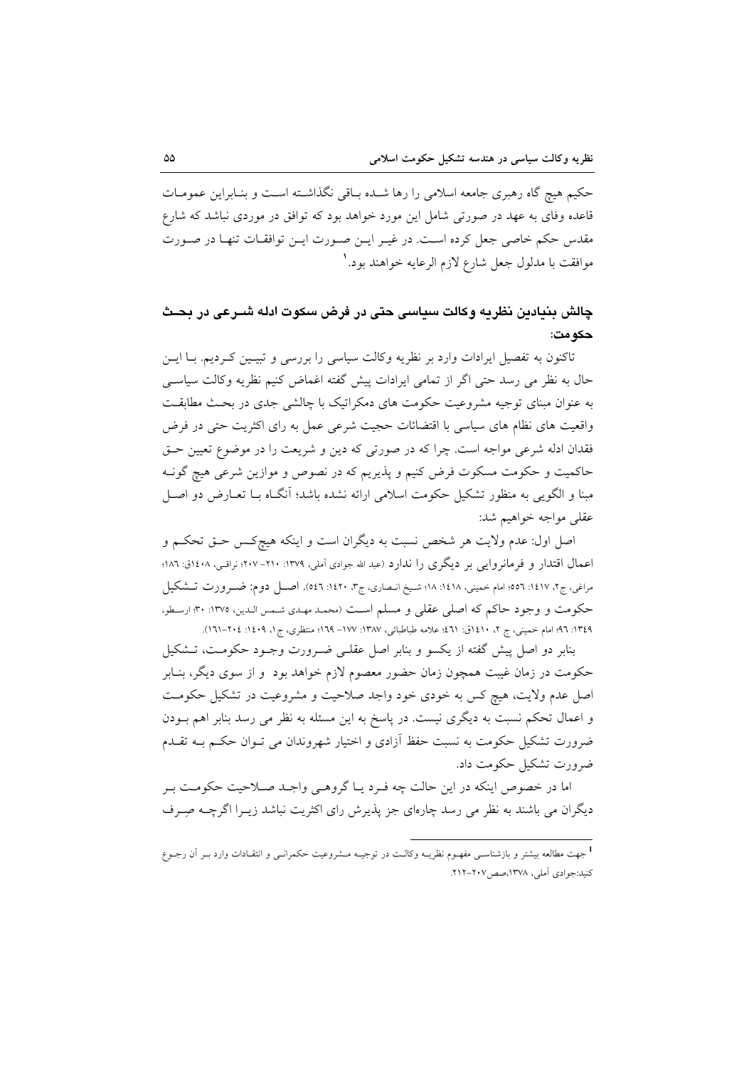حکیم هیچ گاه رهبری جامعه اسلامی را رها شـده بـاقی نگذاشـته اسـت و بنـابراین عمومـات قاعده وفای به عهد در صورتی شامل این مورد خواهد بود که توافق در موردی نباشد که شارع مقدس حکم خاصی جعل کرده اسـت. در غیـر ایـن صـورت ایـن توافقـات تنهـا در صـورت موافقت با مدلول جعل شارع لازم الرعایه خواهند بود.[1]

## چالش بنیادین نظریه وکالت سیاسی حتی در فرض سکوت ادله شـرعی در بحـث حکومت:

تاکنون به تفصیل ایرادات وارد بر نظریه وکالت سیاسی را بررسی و تبیـین کـردیم. بـا ایـن حال به نظر می رسد حتی اگر از تمامی ایرادات پیش گفته اغماض کنیم نظریه وکالت سیاسـی به عنوان مبنای توجیه مشروعیت حکومت های دمکراتیک با چالشی جدی در بحـث مطابقـت واقعیت های نظام های سیاسی با اقتضائات حجیت شرعی عمل به رای اکثریت حتی در فرض فقدان ادله شرعی مواجه است. چرا که در صورتی که دین و شریعت را در موضوع تعیین حـق حاکمیت و حکومت مسکوت فرض کنیم و پذیریم که در نصوص و موازین شرعی هیچ گونـه مبنا و الگویی به منظور تشکیل حکومت اسلامی ارائه نشده باشد؛ آنگـاه بـا تعـارض دو اصـل عقلی مواجه خواهیم شد:

اصل اول: عدم ولایت هر شخص نسبت به دیگران است و اینکه هیچ‌کـس حـق تحکـم و اعمال اقتدار و فرمانروایی بر دیگری را ندارد (عبد الله جوادی آملی، ۱۳۷۹: ۲۱۰- ۲۰۷؛ نراقـی، ۱٤۰۸ق: ۱۸٦؛ مراغی، ج۲، ۱٤۱۷: ٥٥٦؛ امام خمینی، ۱٤۱۸: ۱۸؛ شـیخ انـصاری، ج۳، ۱٤۲۰: ٥٤٦). اصـل دوم: ضـرورت تـشکیل حکومت و وجود حاکم که اصلی عقلی و مسلم اسـت (محمـد مهـدی شـمس الـدین، ۱۳۷٥: ۳۰؛ ارسـطو، ۱۳٤۹: ۹٦؛ امام خمینی، ج ۲، ۱٤۱۰ق: ٤٦۱؛ علامه طباطبائی، ۱۳۸۷: ۱۷۷- ۱٦۹؛ منتظری، ج۱، ۱٤۰۹: ۲۰٤-۱٦۱).

بنابر دو اصل پیش گفته از یکسو و بنابر اصل عقلـی ضـرورت وجـود حکومـت، تـشکیل حکومت در زمان غیبت همچون زمان حضور معصوم لازم خواهد بود و از سوی دیگر، بنـابر اصل عدم ولایت، هیچ کس به خودی خود واجد صلاحیت و مشروعیت در تشکیل حکومـت و اعمال تحکم نسبت به دیگری نیست. در پاسخ به این مسئله به نظر می رسد بنابر اهم بـودن ضرورت تشکیل حکومت به نسبت حفظ آزادی و اختیار شهروندان می تـوان حکـم بـه تقـدم ضرورت تشکیل حکومت داد.

اما در خصوص اینکه در این حالت چه فـرد یـا گروهـی واجـد صـلاحیت حکومـت بـر دیگران می باشند به نظر می رسد چاره‌ای جز پذیرش رای اکثریت نباشد زیـرا اگرچـه صِـرف

---

[1] جهت مطالعه بیشتر و بازشناسـی مفهـوم نظریـه وکالـت در توجیـه مـشروعیت حکمرانـی و انتقـادات وارد بـر آن رجـوع کنید:جوادی آملی، ۱۳۷۸،صص۲۰۷-۲۱۲.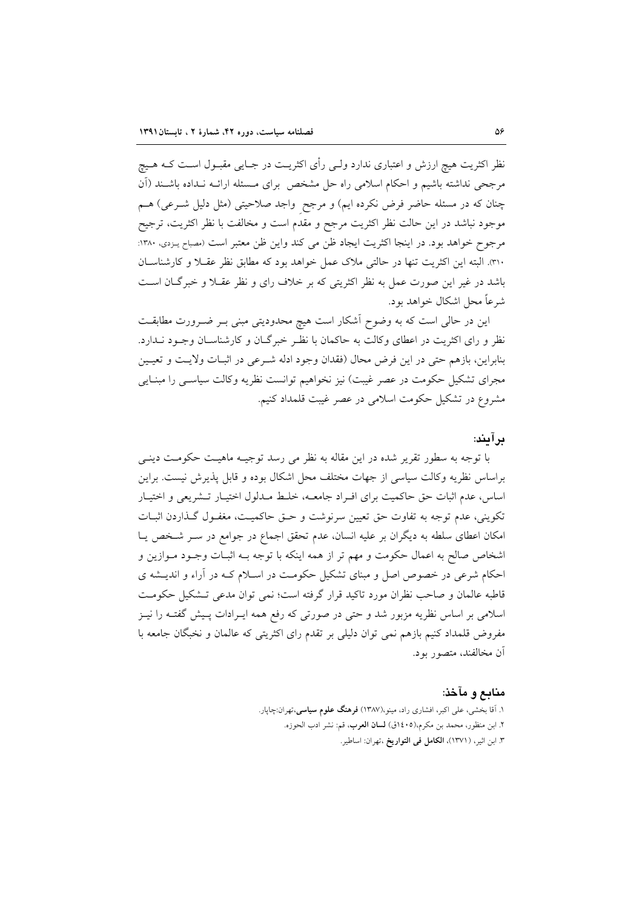نظر اکثریت هیچ ارزش و اعتباری ندارد ولی رأی اکثریت در جایی مقبول است که هیچ مرجحی نداشته باشیم و احکام اسلامی راه حل مشخص برای مسئله ارائه نداده باشند (آن چنان که در مسئله حاضر فرض نکرده ایم) و مرجحِ واجد صلاحیتی (مثل دلیل شرعی) هم موجود نباشد در این حالت نظر اکثریت مرجح و مقدم است و مخالفت با نظر اکثریت، ترجیح مرجوح خواهد بود. در اینجا اکثریت ایجاد ظن می کند واین ظن معتبر است (مصباح یزدی، ۱۳۸۰: ۳۱۰). البته این اکثریت تنها در حالتی ملاک عمل خواهد بود که مطابق نظر عقلا و کارشناسان باشد در غیر این صورت عمل به نظر اکثریتی که بر خلاف رای و نظر عقلا و خبرگان است شرعاً محل اشکال خواهد بود.

این در حالی است که به وضوح آشکار است هیچ محدودیتی مبنی بر ضرورت مطابقت نظر و رای اکثریت در اعطای وکالت به حاکمان با نظر خبرگان و کارشناسان وجود ندارد. بنابراین، بازهم حتی در این فرض محال (فقدان وجود ادله شرعی در اثبات ولایت و تعیین مجرای تشکیل حکومت در عصر غیبت) نیز نخواهیم توانست نظریه وکالت سیاسی را مبنایی مشروع در تشکیل حکومت اسلامی در عصر غیبت قلمداد کنیم.

## برآیند:

با توجه به سطور تقریر شده در این مقاله به نظر می رسد توجیه ماهیت حکومت دینی براساس نظریه وکالت سیاسی از جهات مختلف محل اشکال بوده و قابل پذیرش نیست. براین اساس، عدم اثبات حق حاکمیت برای افراد جامعه، خلط مدلول اختیار تشریعی و اختیار تکوینی، عدم توجه به تفاوت حق تعیین سرنوشت و حق حاکمیت، مغفول گذاردن اثبات امکان اعطای سلطه به دیگران بر علیه انسان، عدم تحقق اجماع در جوامع در سر شخص یا اشخاص صالح به اعمال حکومت و مهم تر از همه اینکه با توجه به اثبات وجود موازین و احکام شرعی در خصوص اصل و مبنای تشکیل حکومت در اسلام که در آراء و اندیشه ی قاطبه عالمان و صاحب نظران مورد تاکید قرار گرفته است؛ نمی توان مدعی تشکیل حکومت اسلامی بر اساس نظریه مزبور شد و حتی در صورتی که رفع همه ایرادات پیش گفته را نیز مفروض قلمداد کنیم بازهم نمی توان دلیلی بر تقدم رای اکثریتی که عالمان و نخبگان جامعه با آن مخالفند، متصور بود.

## منابع و مآخذ:

۱. آقا بخشی، علی اکبر، افشاری راد، مینو،(۱۳۸۷) **فرهنگ علوم سیاسی**،تهران:چاپار.

۲. ابن منظور، محمد بن مکرم،(۱٤۰۵ق) **لسان العرب**، قم: نشر ادب الحوزه.

۳. ابن اثیر، (۱۳۷۱)، **الکامل فی التواریخ** ،تهران: اساطیر.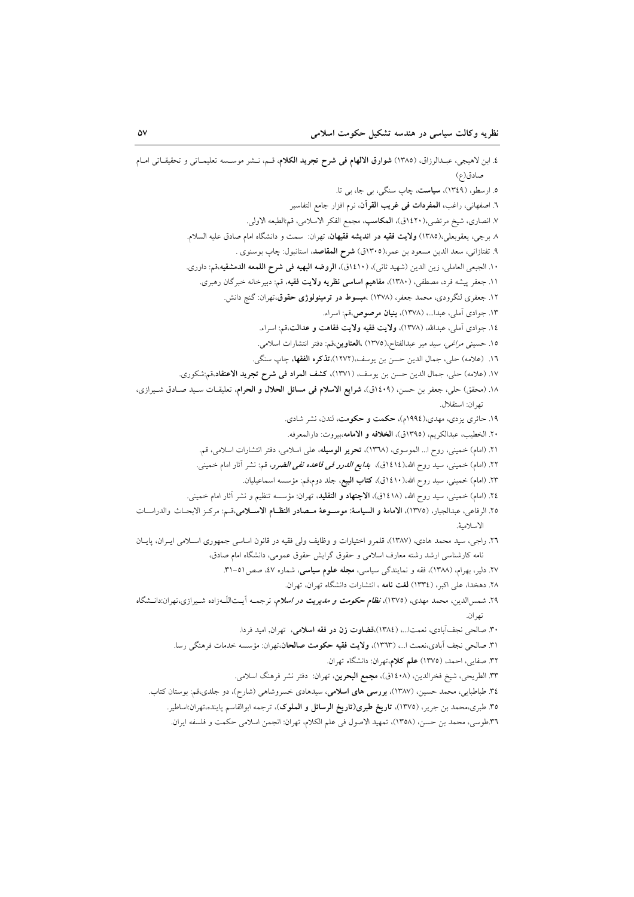٤. ابن لاهیجی، عبدالرزاق، (١٣٨٥) **شوارق الالهام فی شرح تجرید الکلام**، قم، نشر موسسه تعلیماتی و تحقیقاتی امام صادق(ع)

٥. ارسطو، (١٣٤٩)، **سیاست**، چاپ سنگی، بی جا، بی تا.

٦. اصفهانی، راغب، **المفردات فی غریب القرآن**، نرم افزار جامع التفاسیر

٧. انصاری، شیخ مرتضی،(١٤٢٠ق)، **المکاسب**، مجمع الفکر الاسلامی، قم:الطبعه الاولی.

٨. برجی، یعقوبعلی،(١٣٨٥) **ولایت فقیه در اندیشه فقیهان**، تهران: سمت و دانشگاه امام صادق علیه السلام.

٩. تفتازانی، سعد الدین مسعود بن عمر،(١٣٠٥ق) **شرح المقاصد**، استانبول: چاپ بوسنوی .

١٠. الجبعی العاملی، زین الدین (شهید ثانی)، (١٤١٠ق)، **الروضه البهیه فی شرح اللمعه الدمشقیه**،قم: داوری.

١١. جعفر پیشه فرد، مصطفی، (١٣٨٠)، **مفاهیم اساسی نظریه ولایت فقیه**، قم: دبیرخانه خبرگان رهبری.

١٢. جعفری لنگرودی، محمد جعفر، (١٣٧٨) ،**مبسوط در ترمینولوژی حقوق**،تهران: گنج دانش.

١٣. جوادی آملی، عبدا...، (١٣٧٨)، **بنیان مرصوص**،قم: اسراء.

١٤. جوادی آملی، عبدالله، (١٣٧٨)، **ولایت فقیه ولایت فقاهت و عدالت**،قم: اسراء.

١٥. حسینی *مراغی*، سید میر عبدالفتاح،(١٣٧٥) ،**العناوین**،قم: دفتر انتشارات اسلامی.

١٦. (علامه) حلی، جمال الدین حسن بن یوسف،(١٢٧٢)،**تذکره الفقها**، چاپ سنگی.

١٧. (علامه) حلی، جمال الدین حسن بن یوسف، (١٣٧١)، **کشف المراد فی شرح تجرید الاعتقاد**،قم:شکوری.

١٨. (محقق) حلی، جعفر بن حسن، (١٤٠٩ق)، **شرایع الاسلام فی مسائل الحلال و الحرام**، تعلیقات سید صادق شیرازی، تهران: استقلال.

١٩. حائری یزدی، مهدی،(١٩٩٤م)، **حکمت و حکومت**، لندن، نشر شادی.

٢٠. الخطیب، عبدالکریم، (١٣٩٥ق)، **الخلافه و الامامه**،بیروت: دارالمعرفه.

٢١. (امام) خمینی، روح ا... الموسوی، (١٣٦٨)، **تحریر الوسیله**، علی اسلامی، دفتر انتشارات اسلامی، قم.

٢٢. (امام) خمینی، سید روح الله،(١٤١٤ق)، ***بدایع الدرر فی قاعده نفی الضرر***، قم: نشر آثار امام خمینی.

٢٣. (امام) خمینی، سید روح الله،(١٤١٠ق)، **کتاب البیع**، جلد دوم،قم: مؤسسه اسماعیلیان.

٢٤. (امام) خمینی، سید روح الله، (١٤١٨ق)، **الاجتهاد و التقلید**، تهران: مؤسسه تنظیم و نشر آثار امام خمینی.

٢٥. الرفاعی، عبدالجبار، (١٣٧٥)، **الامامة و السیاسة: موسوعة مصادر النظام الاسلامی**،قم: مرکز الابحاث والدراسات الاسلامیة.

٢٦. راجی، سید محمد هادی، (١٣٨٧)، قلمرو اختیارات و وظایف ولی فقیه در قانون اساسی جمهوری اسلامی ایران، پایان نامه کارشناسی ارشد رشته معارف اسلامی و حقوق گرایش حقوق عمومی، دانشگاه امام صادق،

٢٧. دلیر، بهرام، (١٣٨٨)، فقه و نمایندگی سیاسی، **مجله علوم سیاسی**، شماره ٤٧، صص٥١-٣١.

٢٨. دهخدا، علی اکبر، (١٣٣٤) **لغت نامه** ، انتشارات دانشگاه تهران، تهران.

٢٩. شمس‌الدین، محمد مهدی، (١٣٧٥)، ***نظام حکومت و مدیریت در اسلام***، ترجمه آیت‌اللّه‌زاده شیرازی،تهران:دانشگاه تهران.

٣٠. صالحی نجف‌آبادی، نعمتا...، (١٣٨٤)،**قضاوت زن در فقه اسلامی**، تهران، امید فردا.

٣١. صالحی نجف آبادی،نعمت ا...، (١٣٦٣)، **ولایت فقیه حکومت صالحان**،تهران: مؤسسه خدمات فرهنگی رسا.

٣٢. صفایی، احمد، (١٣٧٥) **علم کلام**،تهران: دانشگاه تهران.

٣٣. الطریحی، شیخ فخرالدین، (١٤٠٨ق)، **مجمع البحرین**، تهران: دفتر نشر فرهنگ اسلامی.

٣٤. طباطبایی، محمد حسین، (١٣٨٧)، **بررسی های اسلامی**، سیدهادی خسروشاهی (شارح)، دو جلدی،قم: بوستان کتاب.

٣٥. طبری،محمد بن جریر، (١٣٧٥)، **تاریخ طبری(تاریخ الرسائل و الملوک)**، ترجمه ابوالقاسم پاینده،تهران:اساطیر.

٣٦.طوسی، محمد بن حسن، (١٣٥٨)، تمهید الاصول فی علم الکلام، تهران: انجمن اسلامی حکمت و فلسفه ایران.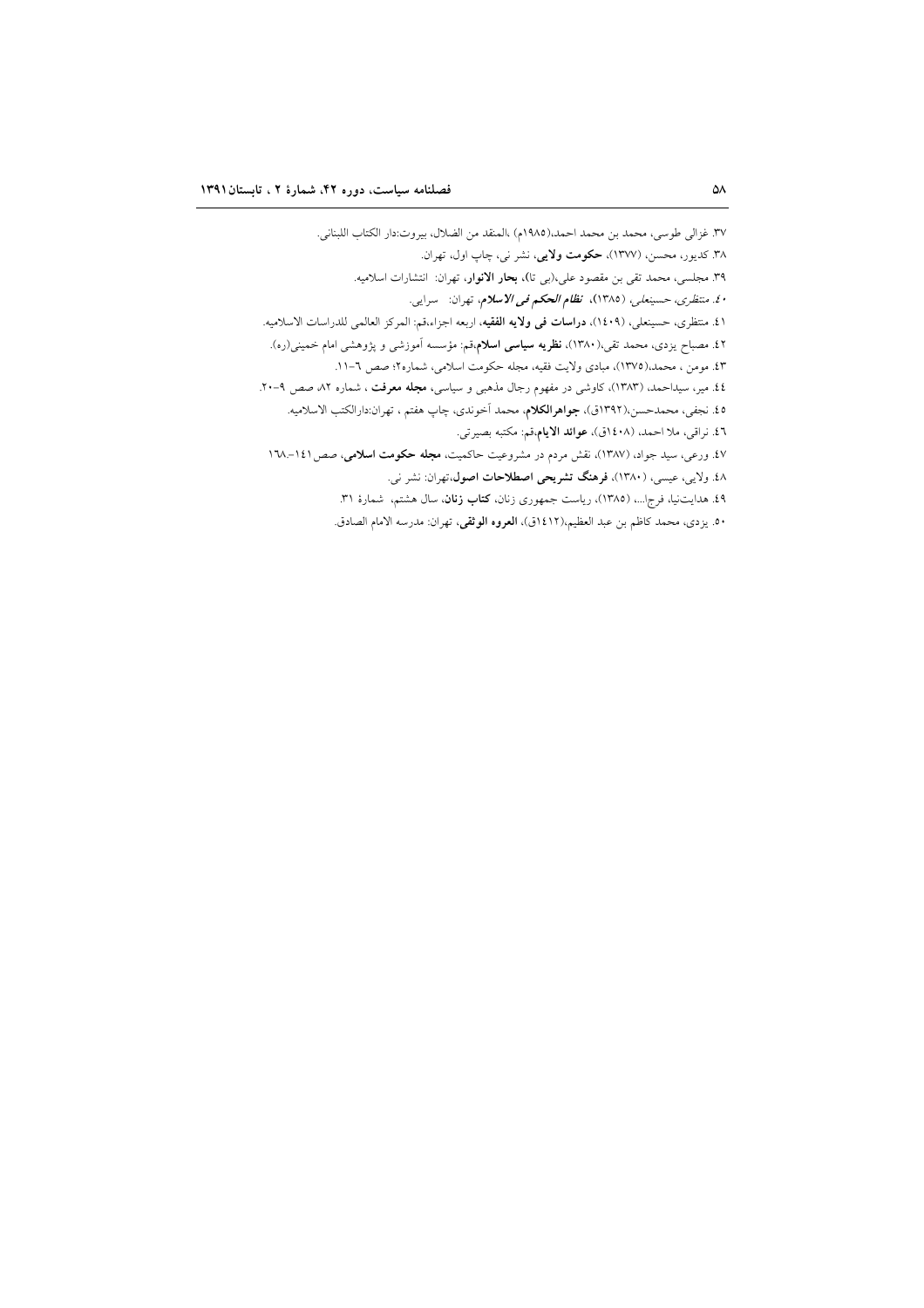۳۷. غزالی طوسی، محمد بن محمد احمد،(۱۹۸۵م) ،المنقد من الضلال، بیروت:دار الکتاب اللبنانی.

۳۸. کدیور، محسن، (۱۳۷۷)، **حکومت ولایی**، نشر نی، چاپ اول، تهران.

۳۹. مجلسی، محمد تقی بن مقصود علی،(بی تا)، **بحار الانوار**، تهران: انتشارات اسلامیه.

۴۰. *منتظری، حسینعلی، (۱۳۸۵)،* ***نظام الحکم فی الاسلام***، تهران: سرایی.

۴۱. منتظری، حسینعلی، (۱٤۰۹)، **دراسات فی ولایه الفقیه**، اربعه اجزاء،قم: المرکز العالمی للدراسات الاسلامیه.

۴۲. مصباح یزدی، محمد تقی،(۱۳۸۰)، **نظریه سیاسی اسلام**،قم: مؤسسه آموزشی و پژوهشی امام خمینی(ره).

۴۳. مومن ، محمد،(۱۳۷۵)، مبادی ولایت فقیه، مجله حکومت اسلامی، شماره۲؛ صص ٦-۱۱.

٤٤. میر، سیداحمد، (۱۳۸۳)، کاوشی در مفهوم رجال مذهبی و سیاسی، **مجله معرفت** ، شماره ۸۲، صص ۹-۲۰.

٤۵. نجفی، محمدحسن،(۱۳۹۲ق)، **جواهرالکلام**، محمد آخوندی، چاپ هفتم ، تهران:دارالکتب الاسلامیه.

٤٦. نراقی، ملا احمد، (۱٤۰۸ق)، **عوائد الایام**،قم: مکتبه بصیرتی.

٤۷. ورعی، سید جواد، (۱۳۸۷)، نقش مردم در مشروعیت حاکمیت، **مجله حکومت اسلامی**، صص۱٤۱-۱٦۸

٤۸. ولایی، عیسی، (۱۳۸۰)، **فرهنگ تشریحی اصطلاحات اصول**،تهران: نشر نی.

٤۹. هدایت‌نیا، فرجا...، (۱۳۸۵)، ریاست جمهوری زنان، **کتاب زنان**، سال هشتم، شمارهٔ ۳۱.

۵۰. یزدی، محمد کاظم بن عبد العظیم،(۱٤۱۲ق)، **العروه الوثقی**، تهران: مدرسه الامام الصادق.